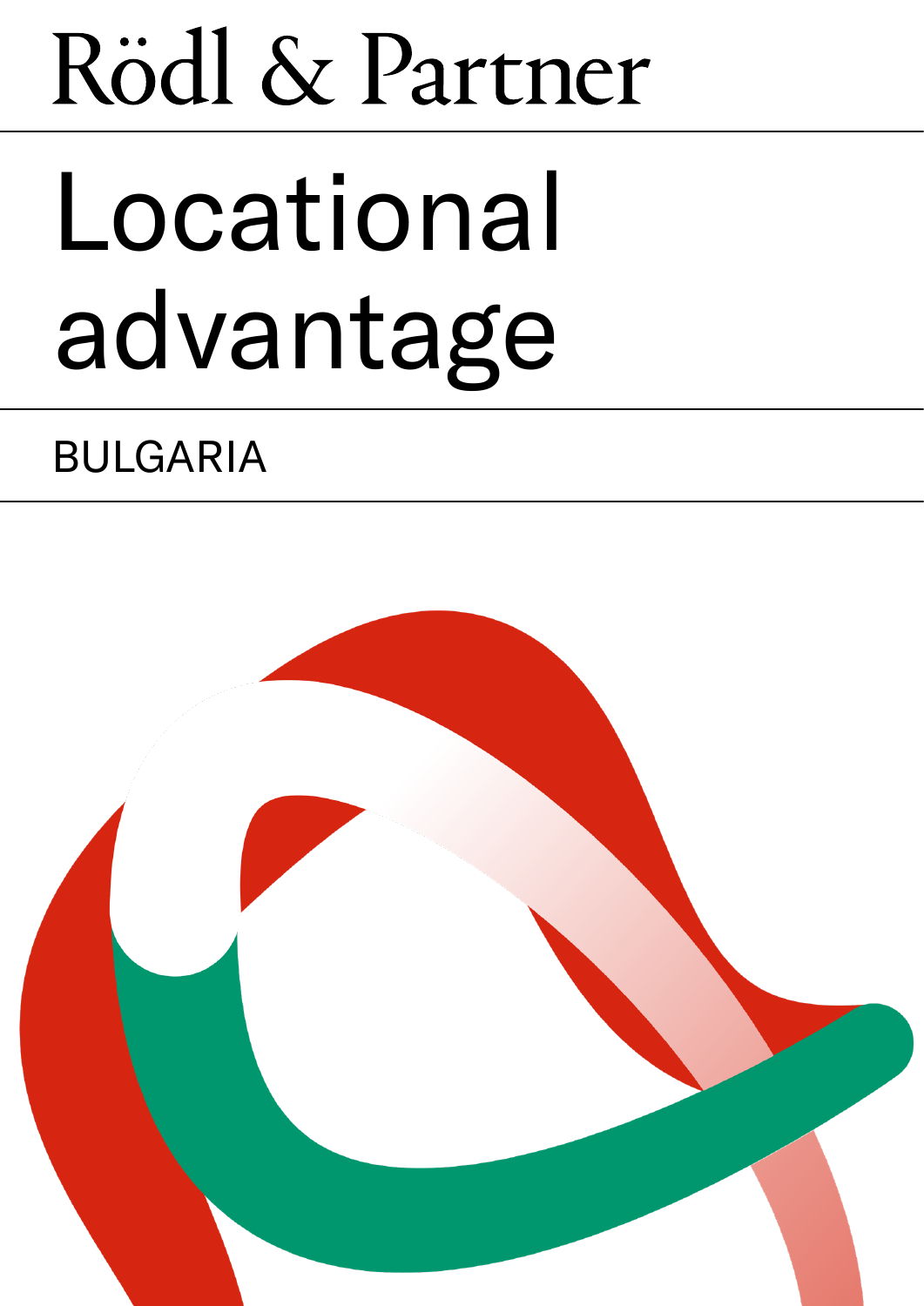Rödl & Partner

# Locational advantage

## BULGARIA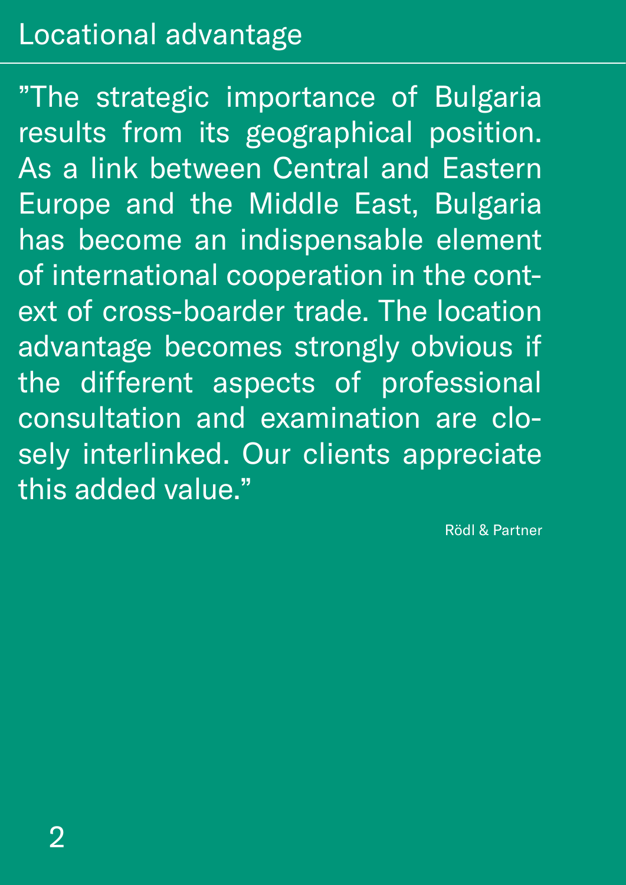# Locational advantage

”The strategic importance of Bulgaria results from its geographical position. As a link between Central and Eastern Europe and the Middle East, Bulgaria has become an indispensable element of international cooperation in the context of cross-boarder trade. The location advantage becomes strongly obvious if the different aspects of professional consultation and examination are closely interlinked. Our clients appreciate this added value.”

Rödl & Partner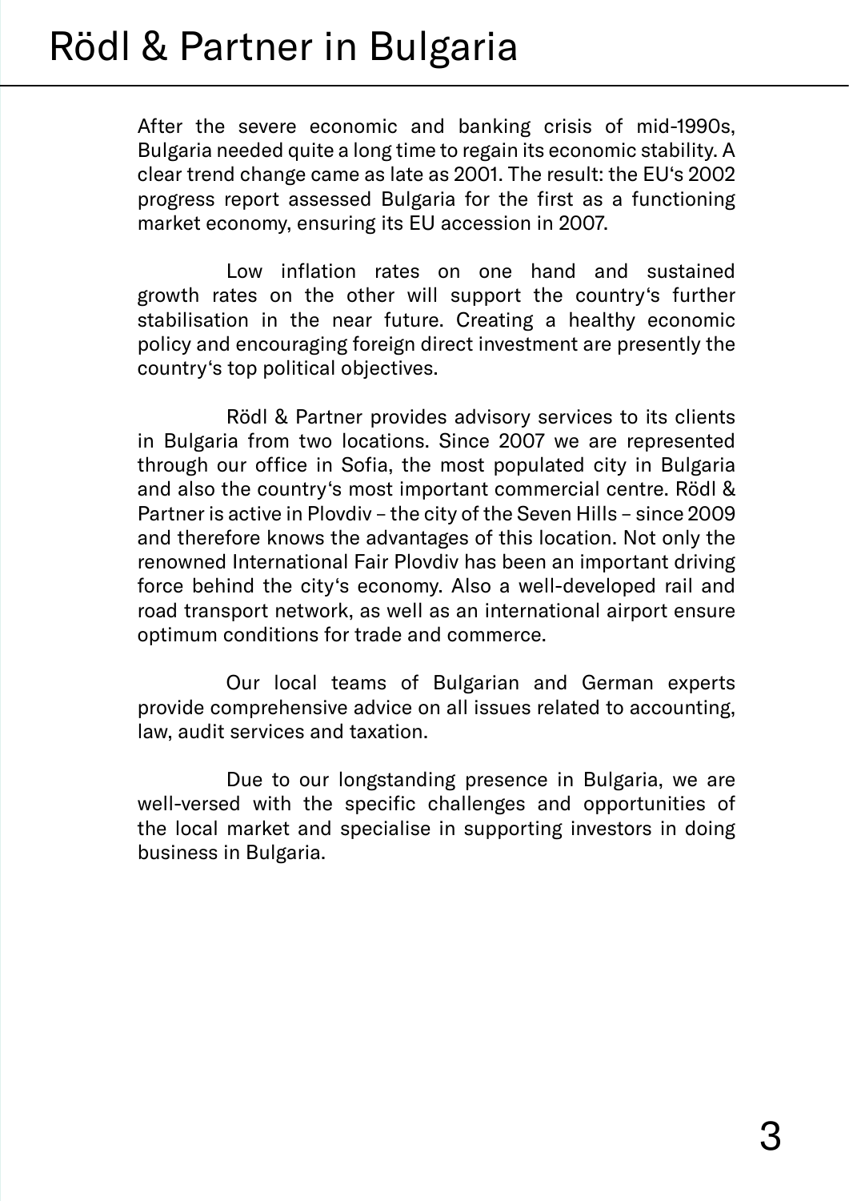# Rödl & Partner in Bulgaria

After the severe economic and banking crisis of mid-1990s, Bulgaria needed quite a long time to regain its economic stability. A clear trend change came as late as 2001. The result: the EU's 2002 progress report assessed Bulgaria for the first as a functioning market economy, ensuring its EU accession in 2007.

Low inflation rates on one hand and sustained growth rates on the other will support the country's further stabilisation in the near future. Creating a healthy economic policy and encouraging foreign direct investment are presently the country's top political objectives.

Rödl & Partner provides advisory services to its clients in Bulgaria from two locations. Since 2007 we are represented through our office in Sofia, the most populated city in Bulgaria and also the country's most important commercial centre. Rödl & Partner is active in Plovdiv – the city of the Seven Hills – since 2009 and therefore knows the advantages of this location. Not only the renowned International Fair Plovdiv has been an important driving force behind the city's economy. Also a well-developed rail and road transport network, as well as an international airport ensure optimum conditions for trade and commerce.

Our local teams of Bulgarian and German experts provide comprehensive advice on all issues related to accounting, law, audit services and taxation.

Due to our longstanding presence in Bulgaria, we are well-versed with the specific challenges and opportunities of the local market and specialise in supporting investors in doing business in Bulgaria.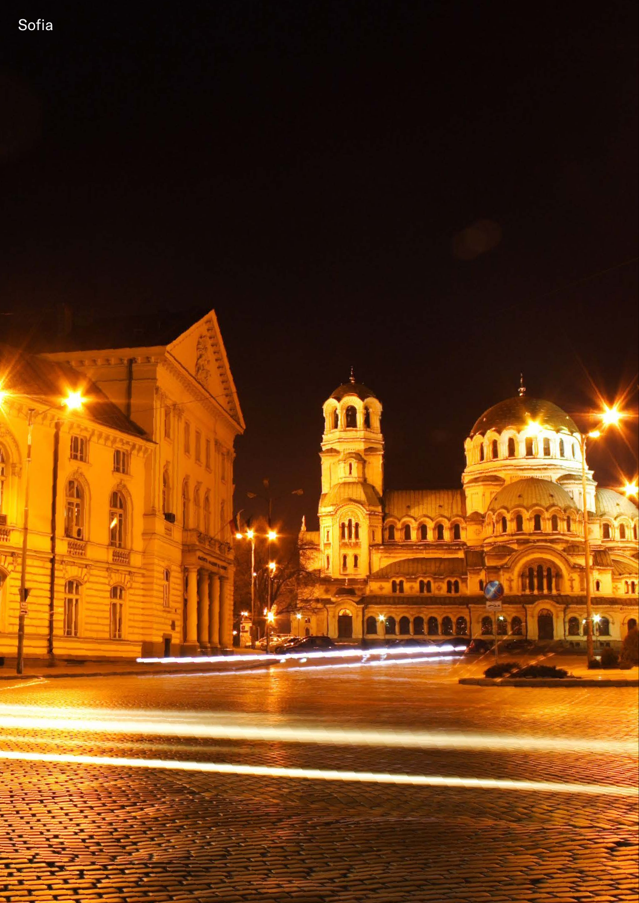Sofia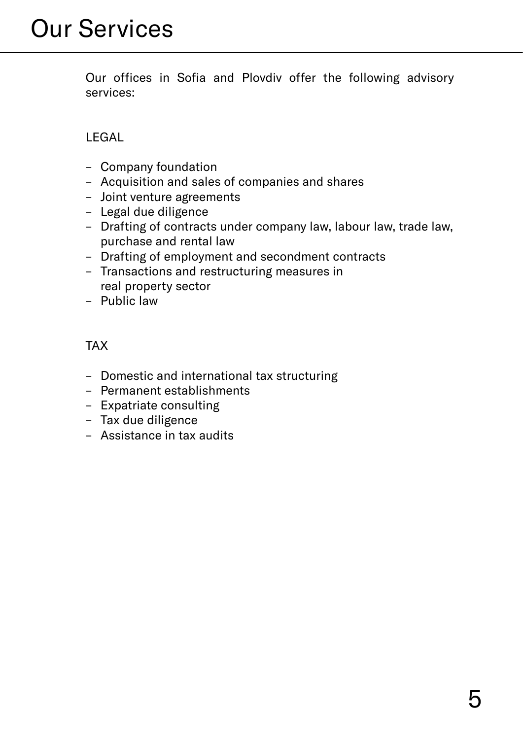# Our Services

Our offices in Sofia and Plovdiv offer the following advisory services:

LEGAL

- Company foundation
- Acquisition and sales of companies and shares
- Joint venture agreements
- Legal due diligence
- Drafting of contracts under company law, labour law, trade law, purchase and rental law
- Drafting of employment and secondment contracts
- Transactions and restructuring measures in real property sector
- Public law

TAX

- Domestic and international tax structuring
- Permanent establishments
- Expatriate consulting
- Tax due diligence
- Assistance in tax audits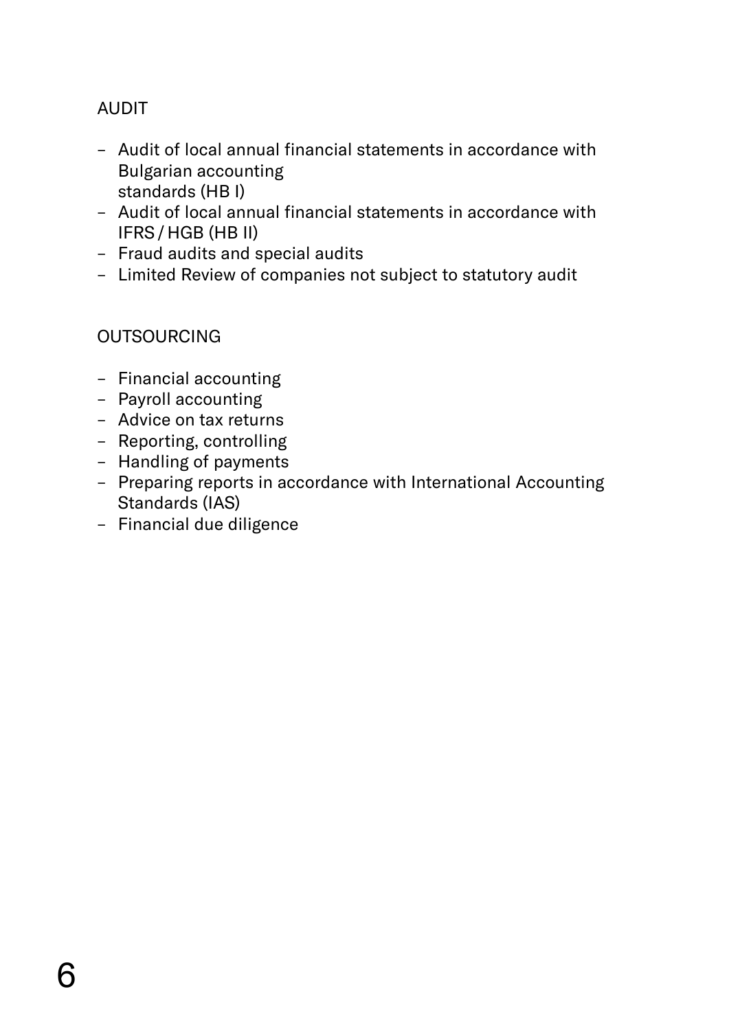## AUDIT

- Audit of local annual financial statements in accordance with Bulgarian accounting standards (HB I)
- Audit of local annual financial statements in accordance with IFRS / HGB (HB II)
- Fraud audits and special audits
- Limited Review of companies not subject to statutory audit

## OUTSOURCING

- Financial accounting
- Payroll accounting
- Advice on tax returns
- Reporting, controlling
- Handling of payments
- Preparing reports in accordance with International Accounting Standards (IAS)
- Financial due diligence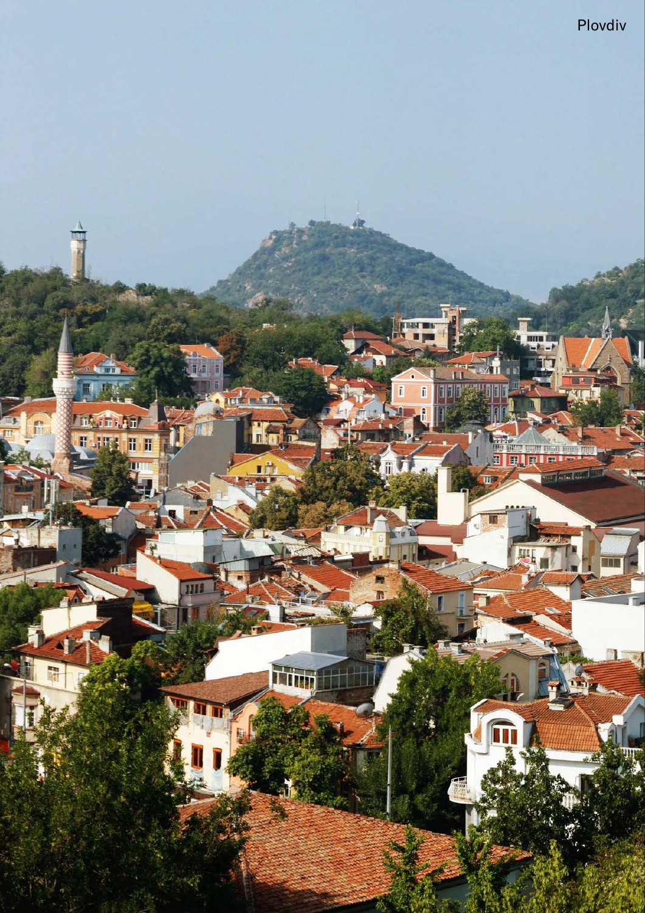Plovdiv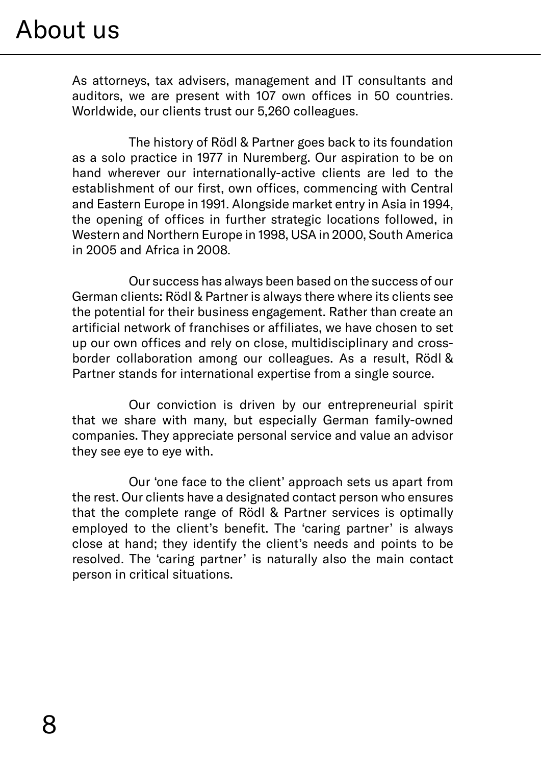# About us

As attorneys, tax advisers, management and IT consultants and auditors, we are present with 107 own offices in 50 countries. Worldwide, our clients trust our 5,260 colleagues.

The history of Rödl & Partner goes back to its foundation as a solo practice in 1977 in Nuremberg. Our aspiration to be on hand wherever our internationally-active clients are led to the establishment of our first, own offices, commencing with Central and Eastern Europe in 1991. Alongside market entry in Asia in 1994, the opening of offices in further strategic locations followed, in Western and Northern Europe in 1998, USA in 2000, South America in 2005 and Africa in 2008.

Our success has always been based on the success of our German clients: Rödl & Partner is always there where its clients see the potential for their business engagement. Rather than create an artificial network of franchises or affiliates, we have chosen to set up our own offices and rely on close, multidisciplinary and cross-border collaboration among our colleagues. As a result, Rödl & Partner stands for international expertise from a single source.

Our conviction is driven by our entrepreneurial spirit that we share with many, but especially German family-owned companies. They appreciate personal service and value an advisor they see eye to eye with.

Our 'one face to the client' approach sets us apart from the rest. Our clients have a designated contact person who ensures that the complete range of Rödl & Partner services is optimally employed to the client's benefit. The 'caring partner' is always close at hand; they identify the client's needs and points to be resolved. The 'caring partner' is naturally also the main contact person in critical situations.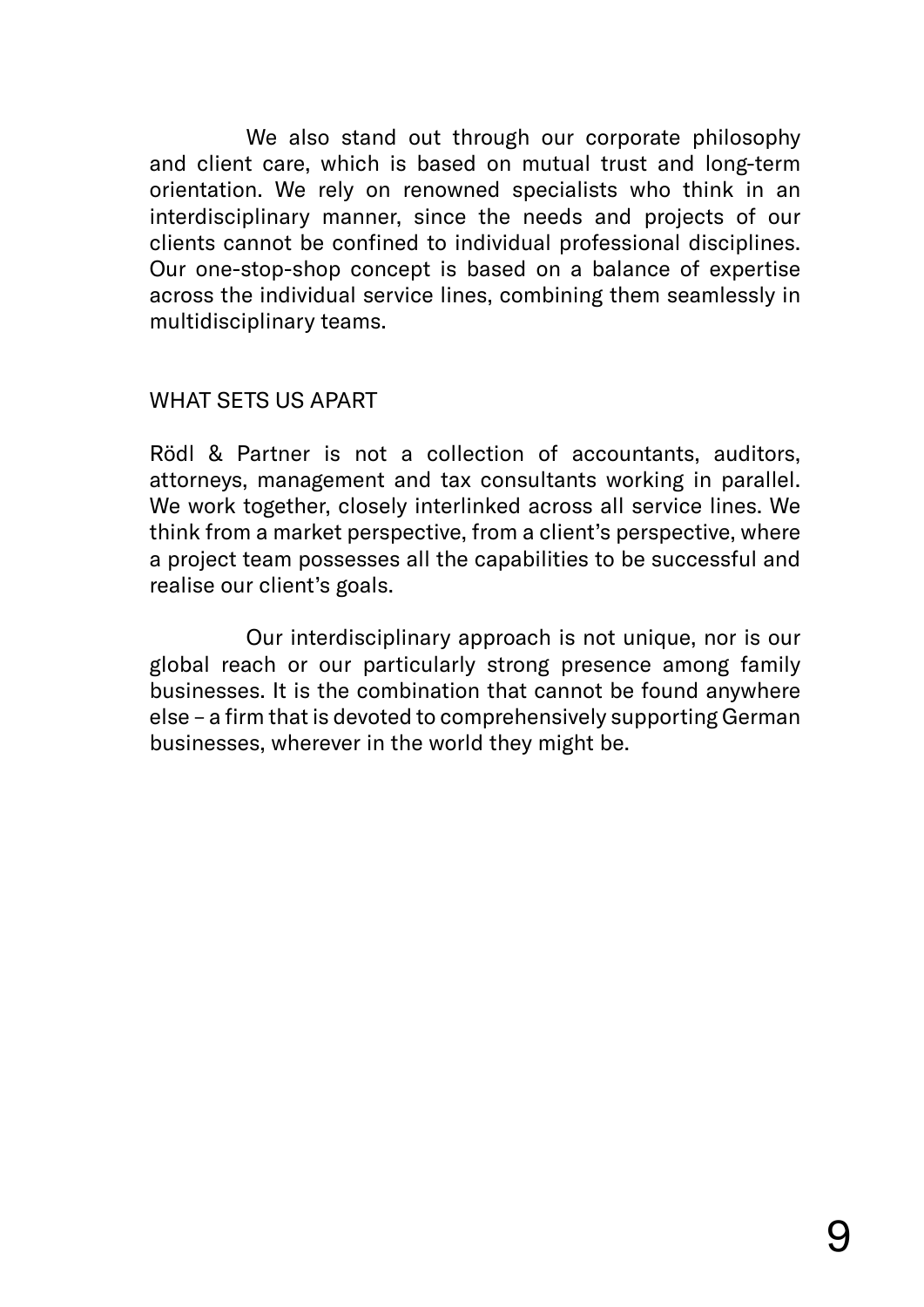We also stand out through our corporate philosophy and client care, which is based on mutual trust and long-term orientation. We rely on renowned specialists who think in an interdisciplinary manner, since the needs and projects of our clients cannot be confined to individual professional disciplines. Our one-stop-shop concept is based on a balance of expertise across the individual service lines, combining them seamlessly in multidisciplinary teams.

## WHAT SETS US APART

Rödl & Partner is not a collection of accountants, auditors, attorneys, management and tax consultants working in parallel. We work together, closely interlinked across all service lines. We think from a market perspective, from a client's perspective, where a project team possesses all the capabilities to be successful and realise our client's goals.

Our interdisciplinary approach is not unique, nor is our global reach or our particularly strong presence among family businesses. It is the combination that cannot be found anywhere else – a firm that is devoted to comprehensively supporting German businesses, wherever in the world they might be.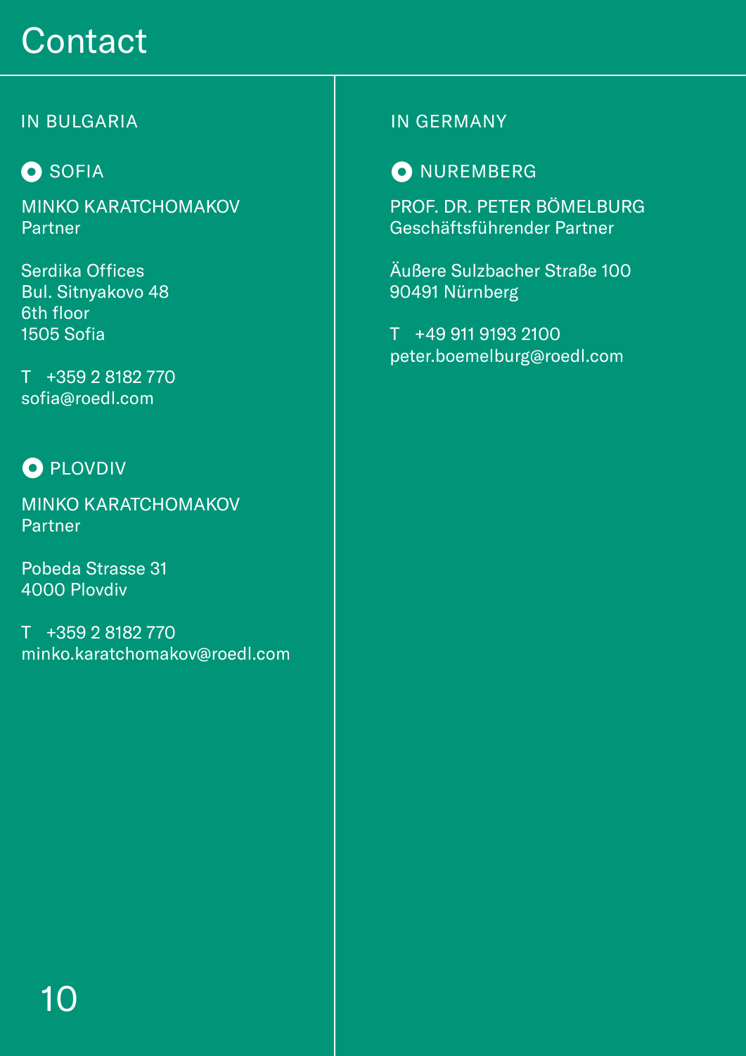# Contact

## IN BULGARIA

### SOFIA

MINKO KARATCHOMAKOV
Partner

Serdika Offices
Bul. Sitnyakovo 48
6th floor
1505 Sofia

T +359 2 8182 770
sofia@roedl.com

### PLOVDIV

MINKO KARATCHOMAKOV
Partner

Pobeda Strasse 31
4000 Plovdiv

T +359 2 8182 770
minko.karatchomakov@roedl.com

## IN GERMANY

### NUREMBERG

PROF. DR. PETER BÖMELBURG
Geschäftsführender Partner

Äußere Sulzbacher Straße 100
90491 Nürnberg

T +49 911 9193 2100
peter.boemelburg@roedl.com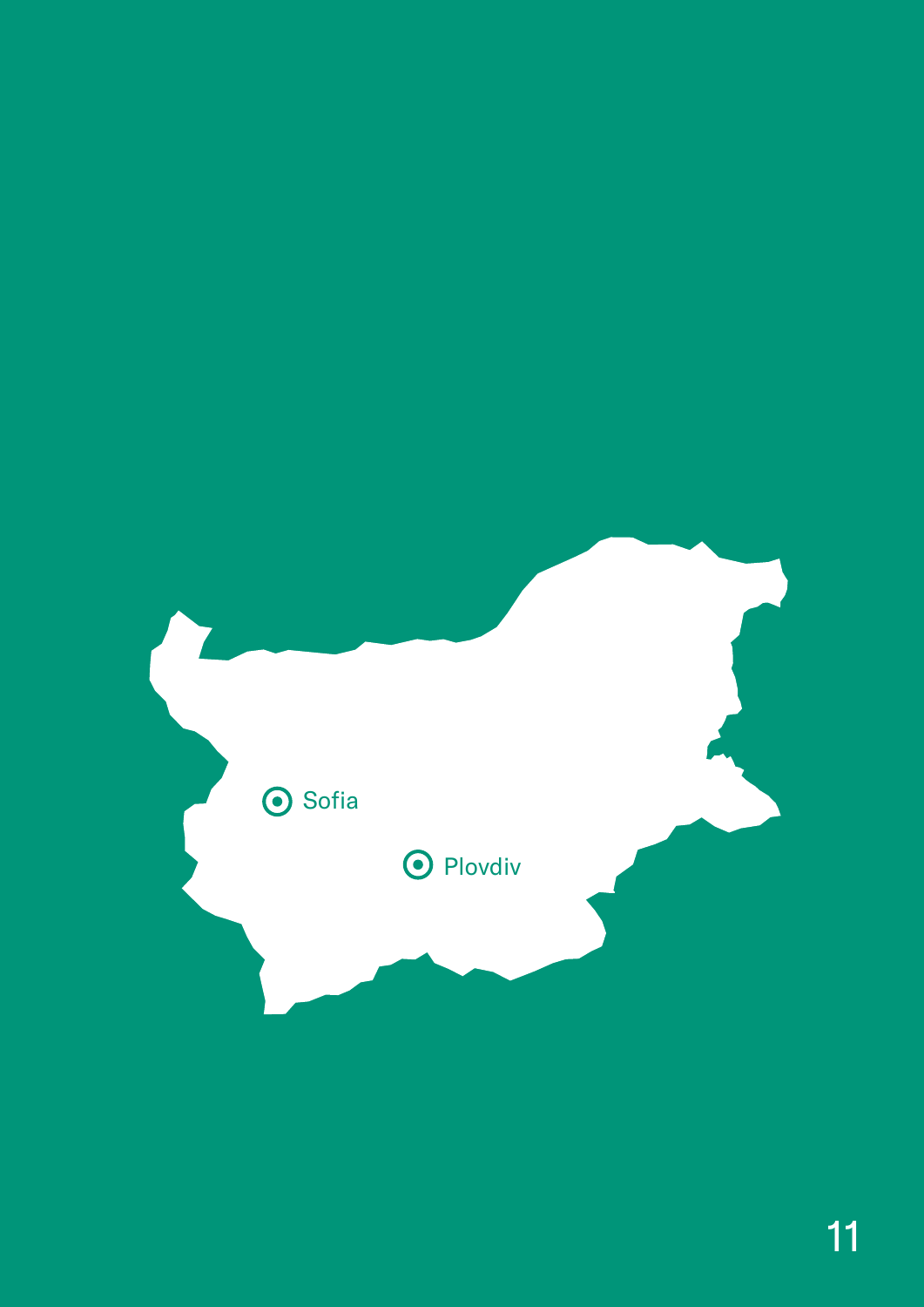Sofia

Plovdiv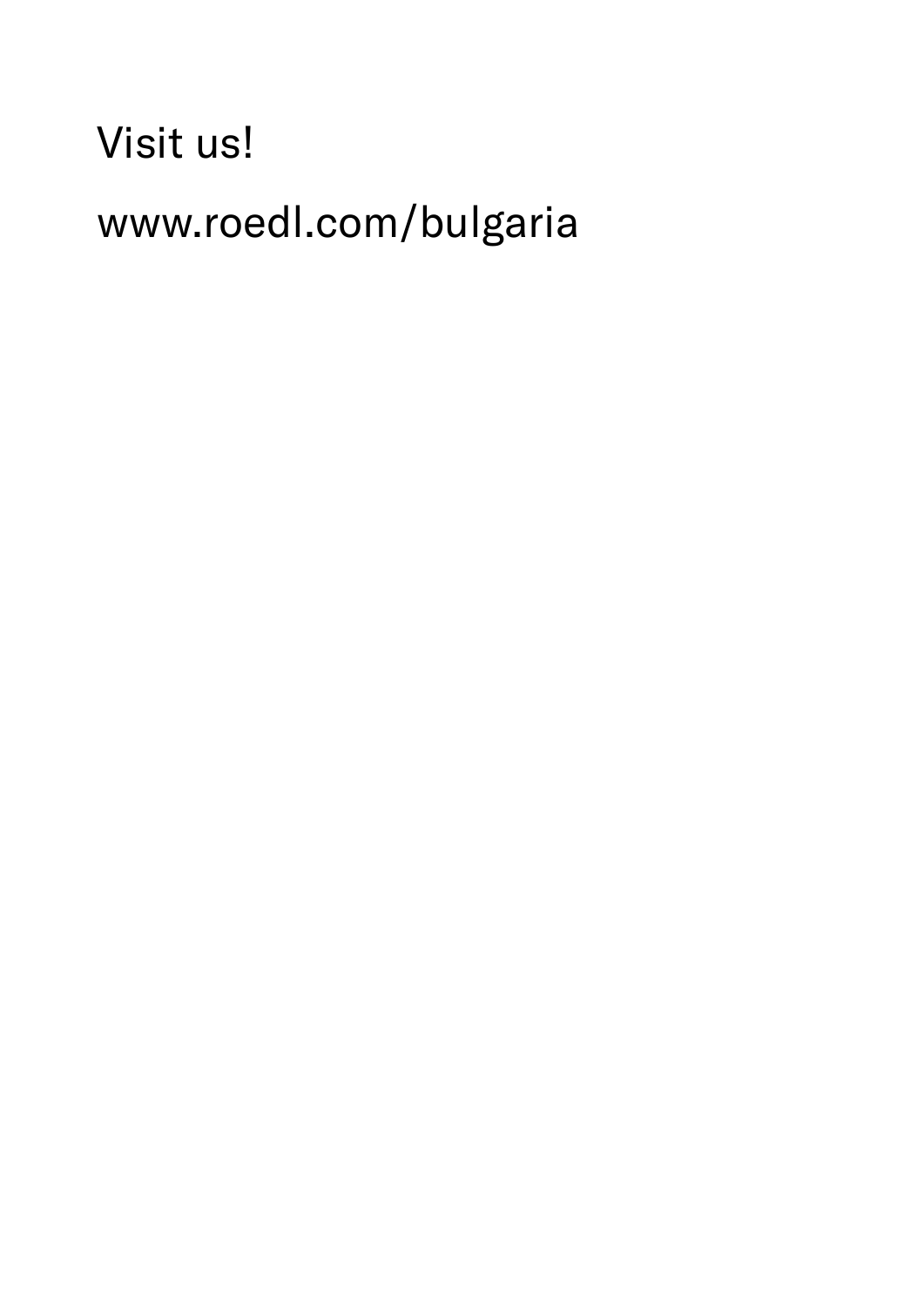Visit us!

www.roedl.com/bulgaria